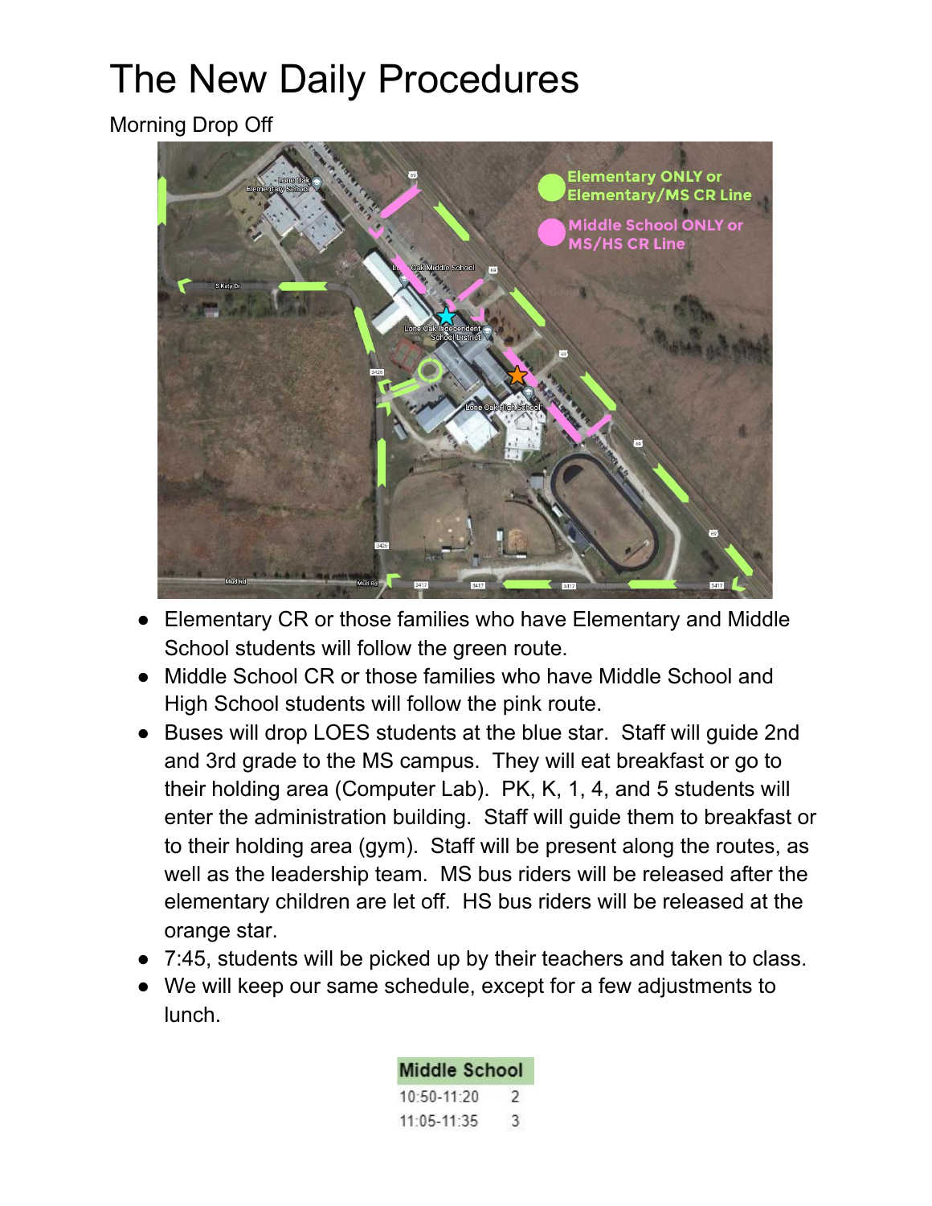# The New Daily Procedures

Morning Drop Off

- Elementary CR or those families who have Elementary and Middle School students will follow the green route.
- Middle School CR or those families who have Middle School and High School students will follow the pink route.
- Buses will drop LOES students at the blue star. Staff will guide 2nd and 3rd grade to the MS campus. They will eat breakfast or go to their holding area (Computer Lab). PK, K, 1, 4, and 5 students will enter the administration building. Staff will guide them to breakfast or to their holding area (gym). Staff will be present along the routes, as well as the leadership team. MS bus riders will be released after the elementary children are let off. HS bus riders will be released at the orange star.
- 7:45, students will be picked up by their teachers and taken to class.
- We will keep our same schedule, except for a few adjustments to lunch.

| Middle School | |
|---|---|
| 10:50-11:20 | 2 |
| 11:05-11:35 | 3 |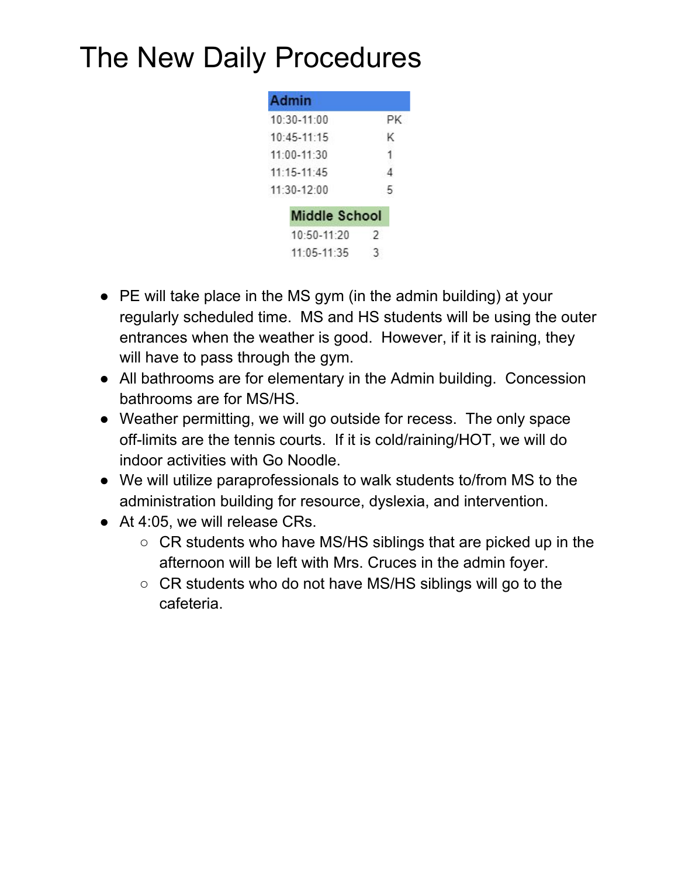# The New Daily Procedures

| Admin | |
|---|---|
| 10:30-11:00 | PK |
| 10:45-11:15 | K |
| 11:00-11:30 | 1 |
| 11:15-11:45 | 4 |
| 11:30-12:00 | 5 |

| Middle School | |
|---|---|
| 10:50-11:20 | 2 |
| 11:05-11:35 | 3 |

- PE will take place in the MS gym (in the admin building) at your regularly scheduled time. MS and HS students will be using the outer entrances when the weather is good. However, if it is raining, they will have to pass through the gym.
- All bathrooms are for elementary in the Admin building. Concession bathrooms are for MS/HS.
- Weather permitting, we will go outside for recess. The only space off-limits are the tennis courts. If it is cold/raining/HOT, we will do indoor activities with Go Noodle.
- We will utilize paraprofessionals to walk students to/from MS to the administration building for resource, dyslexia, and intervention.
- At 4:05, we will release CRs.
  - CR students who have MS/HS siblings that are picked up in the afternoon will be left with Mrs. Cruces in the admin foyer.
  - CR students who do not have MS/HS siblings will go to the cafeteria.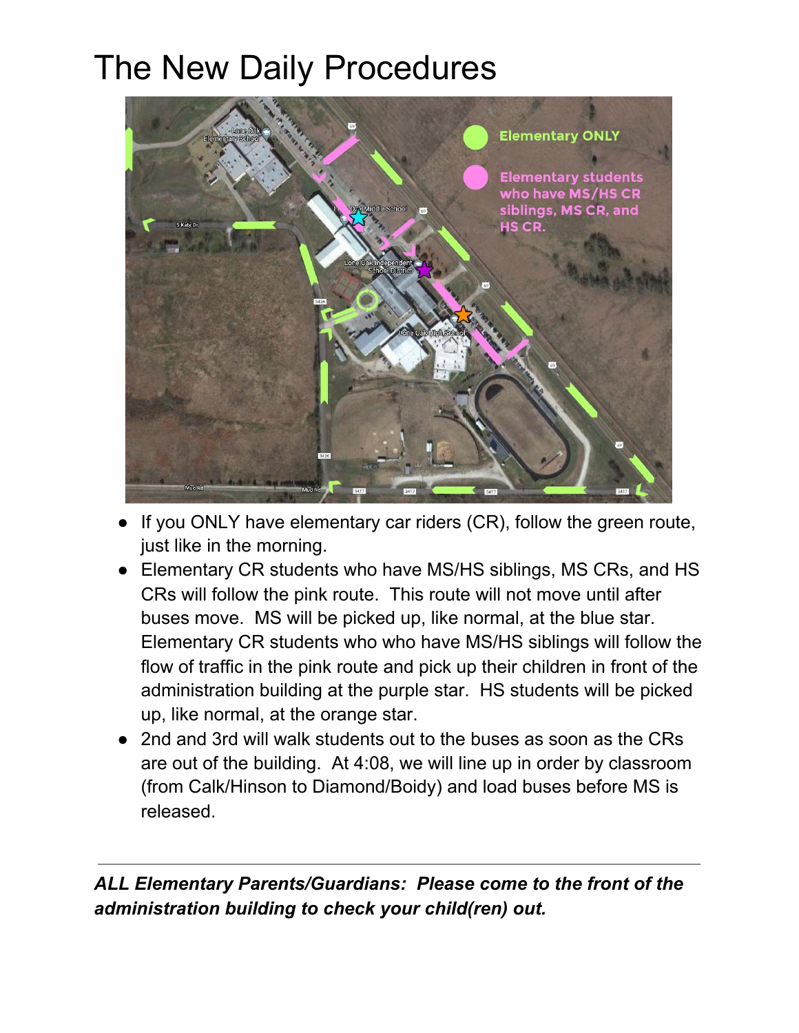# The New Daily Procedures

Elementary ONLY

Elementary students who have MS/HS CR siblings, MS CR, and HS CR.

- If you ONLY have elementary car riders (CR), follow the green route, just like in the morning.
- Elementary CR students who have MS/HS siblings, MS CRs, and HS CRs will follow the pink route. This route will not move until after buses move. MS will be picked up, like normal, at the blue star. Elementary CR students who who have MS/HS siblings will follow the flow of traffic in the pink route and pick up their children in front of the administration building at the purple star. HS students will be picked up, like normal, at the orange star.
- 2nd and 3rd will walk students out to the buses as soon as the CRs are out of the building. At 4:08, we will line up in order by classroom (from Calk/Hinson to Diamond/Boidy) and load buses before MS is released.

---

***ALL Elementary Parents/Guardians: Please come to the front of the administration building to check your child(ren) out.***